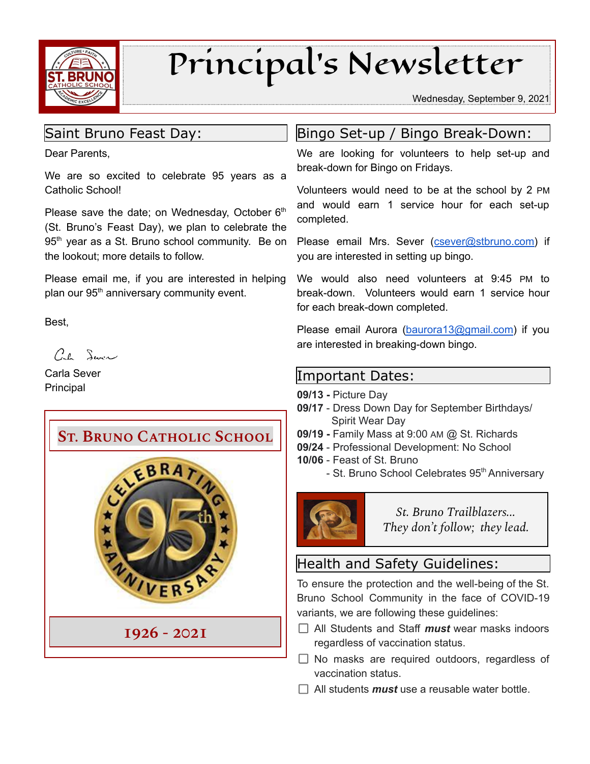# Principal's Newsletter

Wednesday, September 9, 2021

## Saint Bruno Feast Day:

Dear Parents,

We are so excited to celebrate 95 years as a Catholic School!

Please save the date; on Wednesday, October 6th (St. Bruno's Feast Day), we plan to celebrate the 95th year as a St. Bruno school community. Be on the lookout; more details to follow.

Please email me, if you are interested in helping plan our 95th anniversary community event.

Best,

Carla Sever
Principal

**ST. BRUNO CATHOLIC SCHOOL**

CELEBRATING 95th ANNIVERSARY

**1926 - 2021**

## Bingo Set-up / Bingo Break-Down:

We are looking for volunteers to help set-up and break-down for Bingo on Fridays.

Volunteers would need to be at the school by 2 PM and would earn 1 service hour for each set-up completed.

Please email Mrs. Sever (csever@stbruno.com) if you are interested in setting up bingo.

We would also need volunteers at 9:45 PM to break-down. Volunteers would earn 1 service hour for each break-down completed.

Please email Aurora (baurora13@gmail.com) if you are interested in breaking-down bingo.

## Important Dates:

**09/13 -** Picture Day
**09/17** - Dress Down Day for September Birthdays/ Spirit Wear Day
**09/19 -** Family Mass at 9:00 AM @ St. Richards
**09/24** - Professional Development: No School
**10/06** - Feast of St. Bruno
- St. Bruno School Celebrates 95th Anniversary

*St. Bruno Trailblazers...*
*They don't follow; they lead.*

## Health and Safety Guidelines:

To ensure the protection and the well-being of the St. Bruno School Community in the face of COVID-19 variants, we are following these guidelines:

- ☐ All Students and Staff ***must*** wear masks indoors regardless of vaccination status.
- ☐ No masks are required outdoors, regardless of vaccination status.
- ☐ All students ***must*** use a reusable water bottle.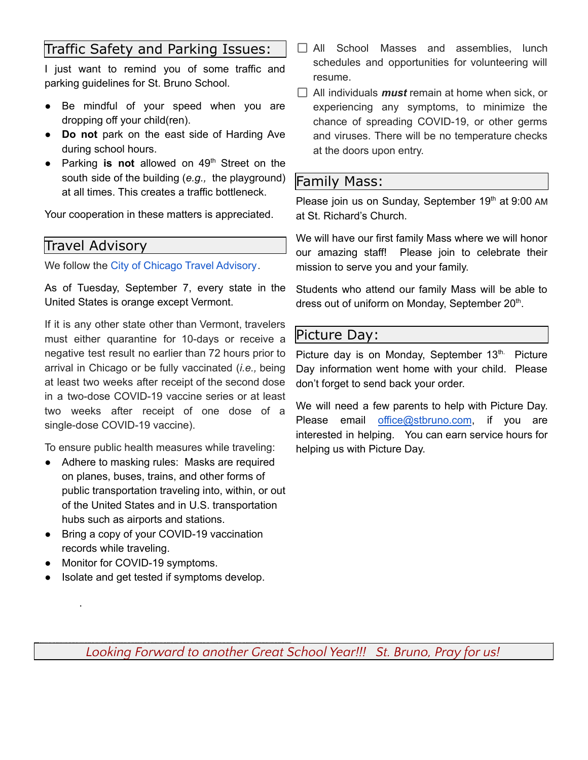## Traffic Safety and Parking Issues:

I just want to remind you of some traffic and parking guidelines for St. Bruno School.

- Be mindful of your speed when you are dropping off your child(ren).
- **Do not** park on the east side of Harding Ave during school hours.
- Parking **is not** allowed on 49th Street on the south side of the building (*e.g.,* the playground) at all times. This creates a traffic bottleneck.

Your cooperation in these matters is appreciated.

## Travel Advisory

We follow the City of Chicago Travel Advisory.

As of Tuesday, September 7, every state in the United States is orange except Vermont.

If it is any other state other than Vermont, travelers must either quarantine for 10-days or receive a negative test result no earlier than 72 hours prior to arrival in Chicago or be fully vaccinated (*i.e.,* being at least two weeks after receipt of the second dose in a two-dose COVID-19 vaccine series or at least two weeks after receipt of one dose of a single-dose COVID-19 vaccine).

To ensure public health measures while traveling:

- Adhere to masking rules: Masks are required on planes, buses, trains, and other forms of public transportation traveling into, within, or out of the United States and in U.S. transportation hubs such as airports and stations.
- Bring a copy of your COVID-19 vaccination records while traveling.
- Monitor for COVID-19 symptoms.
- Isolate and get tested if symptoms develop.

- ☐ All School Masses and assemblies, lunch schedules and opportunities for volunteering will resume.
- ☐ All individuals ***must*** remain at home when sick, or experiencing any symptoms, to minimize the chance of spreading COVID-19, or other germs and viruses. There will be no temperature checks at the doors upon entry.

## Family Mass:

Please join us on Sunday, September 19th at 9:00 AM at St. Richard's Church.

We will have our first family Mass where we will honor our amazing staff! Please join to celebrate their mission to serve you and your family.

Students who attend our family Mass will be able to dress out of uniform on Monday, September 20th.

## Picture Day:

Picture day is on Monday, September 13th. Picture Day information went home with your child. Please don't forget to send back your order.

We will need a few parents to help with Picture Day. Please email office@stbruno.com, if you are interested in helping. You can earn service hours for helping us with Picture Day.

*Looking Forward to another Great School Year!!! St. Bruno, Pray for us!*